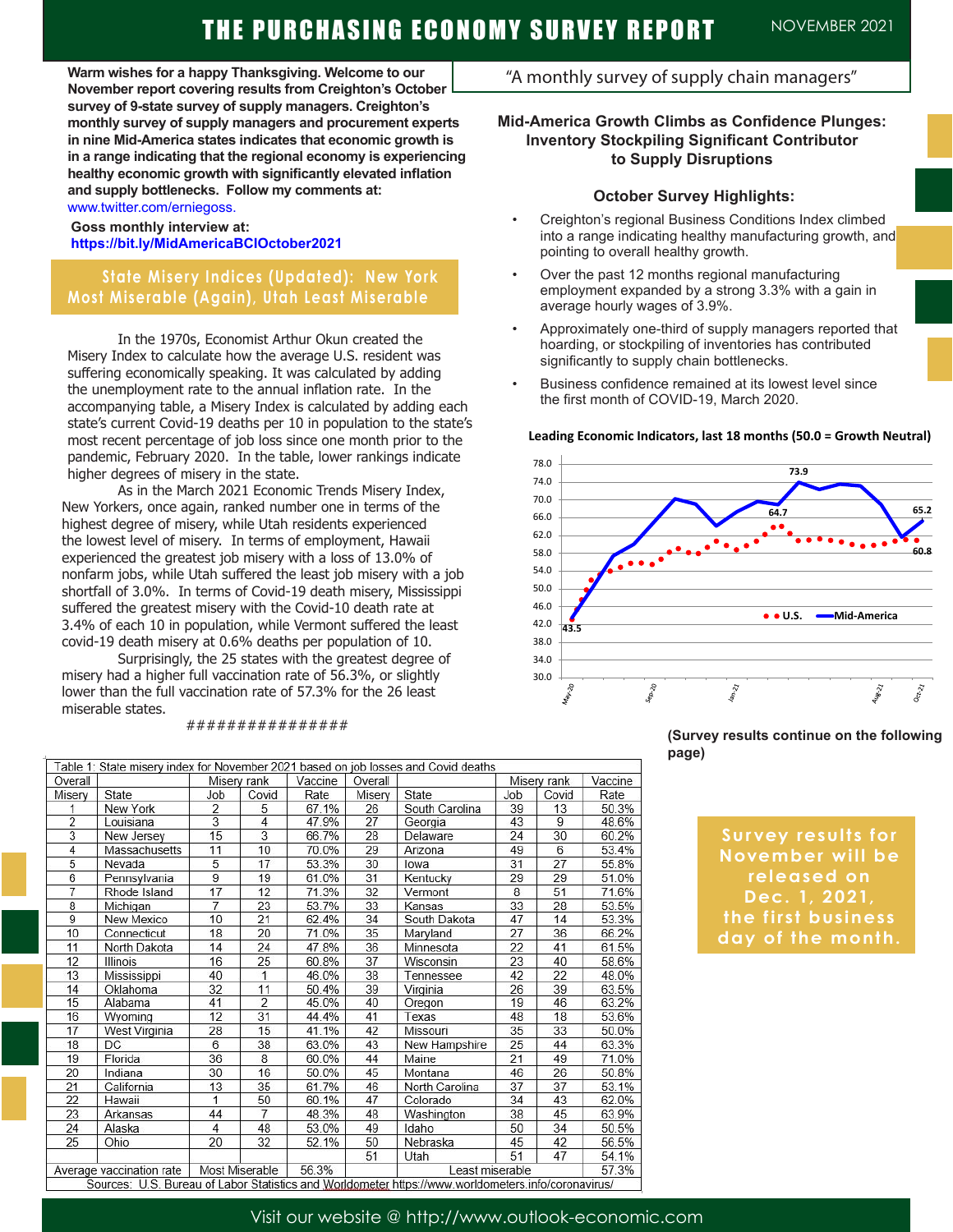# THE PURCHASING ECONOMY SURVEY REPORT

NOVEMBER 2021

"A monthly survey of supply chain managers"

**Warm wishes for a happy Thanksgiving. Welcome to our November report covering results from Creighton's October survey of 9-state survey of supply managers. Creighton's monthly survey of supply managers and procurement experts in nine Mid-America states indicates that economic growth is in a range indicating that the regional economy is experiencing healthy economic growth with significantly elevated inflation and supply bottlenecks. Follow my comments at:** www.twitter.com/erniegoss.

**Goss monthly interview at:**
**https://bit.ly/MidAmericaBCIOctober2021**

## State Misery Indices (Updated): New York Most Miserable (Again), Utah Least Miserable

In the 1970s, Economist Arthur Okun created the Misery Index to calculate how the average U.S. resident was suffering economically speaking. It was calculated by adding the unemployment rate to the annual inflation rate. In the accompanying table, a Misery Index is calculated by adding each state's current Covid-19 deaths per 10 in population to the state's most recent percentage of job loss since one month prior to the pandemic, February 2020. In the table, lower rankings indicate higher degrees of misery in the state.

As in the March 2021 Economic Trends Misery Index, New Yorkers, once again, ranked number one in terms of the highest degree of misery, while Utah residents experienced the lowest level of misery. In terms of employment, Hawaii experienced the greatest job misery with a loss of 13.0% of nonfarm jobs, while Utah suffered the least job misery with a job shortfall of 3.0%. In terms of Covid-19 death misery, Mississippi suffered the greatest misery with the Covid-10 death rate at 3.4% of each 10 in population, while Vermont suffered the least covid-19 death misery at 0.6% deaths per population of 10.

Surprisingly, the 25 states with the greatest degree of misery had a higher full vaccination rate of 56.3%, or slightly lower than the full vaccination rate of 57.3% for the 26 least miserable states.

################

## Mid-America Growth Climbs as Confidence Plunges: Inventory Stockpiling Significant Contributor to Supply Disruptions

### October Survey Highlights:

- Creighton's regional Business Conditions Index climbed into a range indicating healthy manufacturing growth, and pointing to overall healthy growth.
- Over the past 12 months regional manufacturing employment expanded by a strong 3.3% with a gain in average hourly wages of 3.9%.
- Approximately one-third of supply managers reported that hoarding, or stockpiling of inventories has contributed significantly to supply chain bottlenecks.
- Business confidence remained at its lowest level since the first month of COVID-19, March 2020.

**Leading Economic Indicators, last 18 months (50.0 = Growth Neutral)**

(Chart: U.S. and Mid-America series, May-20 to Oct-21; labeled values 43.5, 64.7, 73.9, 65.2, 60.8)

**(Survey results continue on the following page)**

**Survey results for November will be released on Dec. 1, 2021, the first business day of the month.**

Table 1: State misery index for November 2021 based on job losses and Covid deaths

| Overall | | Misery rank | | Vaccine | Overall | | Misery rank | | Vaccine |
|---|---|---|---|---|---|---|---|---|---|
| Misery | State | Job | Covid | Rate | Misery | State | Job | Covid | Rate |
| 1 | New York | 2 | 5 | 67.1% | 26 | South Carolina | 39 | 13 | 50.3% |
| 2 | Louisiana | 3 | 4 | 47.9% | 27 | Georgia | 43 | 9 | 48.6% |
| 3 | New Jersey | 15 | 3 | 66.7% | 28 | Delaware | 24 | 30 | 60.2% |
| 4 | Massachusetts | 11 | 10 | 70.0% | 29 | Arizona | 49 | 6 | 53.4% |
| 5 | Nevada | 5 | 17 | 53.3% | 30 | Iowa | 31 | 27 | 55.8% |
| 6 | Pennsylvania | 9 | 19 | 61.0% | 31 | Kentucky | 29 | 29 | 51.0% |
| 7 | Rhode Island | 17 | 12 | 71.3% | 32 | Vermont | 8 | 51 | 71.6% |
| 8 | Michigan | 7 | 23 | 53.7% | 33 | Kansas | 33 | 28 | 53.5% |
| 9 | New Mexico | 10 | 21 | 62.4% | 34 | South Dakota | 47 | 14 | 53.3% |
| 10 | Connecticut | 18 | 20 | 71.0% | 35 | Maryland | 27 | 36 | 66.2% |
| 11 | North Dakota | 14 | 24 | 47.8% | 36 | Minnesota | 22 | 41 | 61.5% |
| 12 | Illinois | 16 | 25 | 60.8% | 37 | Wisconsin | 23 | 40 | 58.6% |
| 13 | Mississippi | 40 | 1 | 46.0% | 38 | Tennessee | 42 | 22 | 48.0% |
| 14 | Oklahoma | 32 | 11 | 50.4% | 39 | Virginia | 26 | 39 | 63.5% |
| 15 | Alabama | 41 | 2 | 45.0% | 40 | Oregon | 19 | 46 | 63.2% |
| 16 | Wyoming | 12 | 31 | 44.4% | 41 | Texas | 48 | 18 | 53.6% |
| 17 | West Virginia | 28 | 15 | 41.1% | 42 | Missouri | 35 | 33 | 50.0% |
| 18 | DC | 6 | 38 | 63.0% | 43 | New Hampshire | 25 | 44 | 63.3% |
| 19 | Florida | 36 | 8 | 60.0% | 44 | Maine | 21 | 49 | 71.0% |
| 20 | Indiana | 30 | 16 | 50.0% | 45 | Montana | 46 | 26 | 50.8% |
| 21 | California | 13 | 35 | 61.7% | 46 | North Carolina | 37 | 37 | 53.1% |
| 22 | Hawaii | 1 | 50 | 60.1% | 47 | Colorado | 34 | 43 | 62.0% |
| 23 | Arkansas | 44 | 7 | 48.3% | 48 | Washington | 38 | 45 | 63.9% |
| 24 | Alaska | 4 | 48 | 53.0% | 49 | Idaho | 50 | 34 | 50.5% |
| 25 | Ohio | 20 | 32 | 52.1% | 50 | Nebraska | 45 | 42 | 56.5% |
| | | | | | 51 | Utah | 51 | 47 | 54.1% |
| Average vaccination rate | | Most Miserable | | 56.3% | | Least miserable | | | 57.3% |

Sources: U.S. Bureau of Labor Statistics and Worldometer https://www.worldometers.info/coronavirus/

Visit our website @ http://www.outlook-economic.com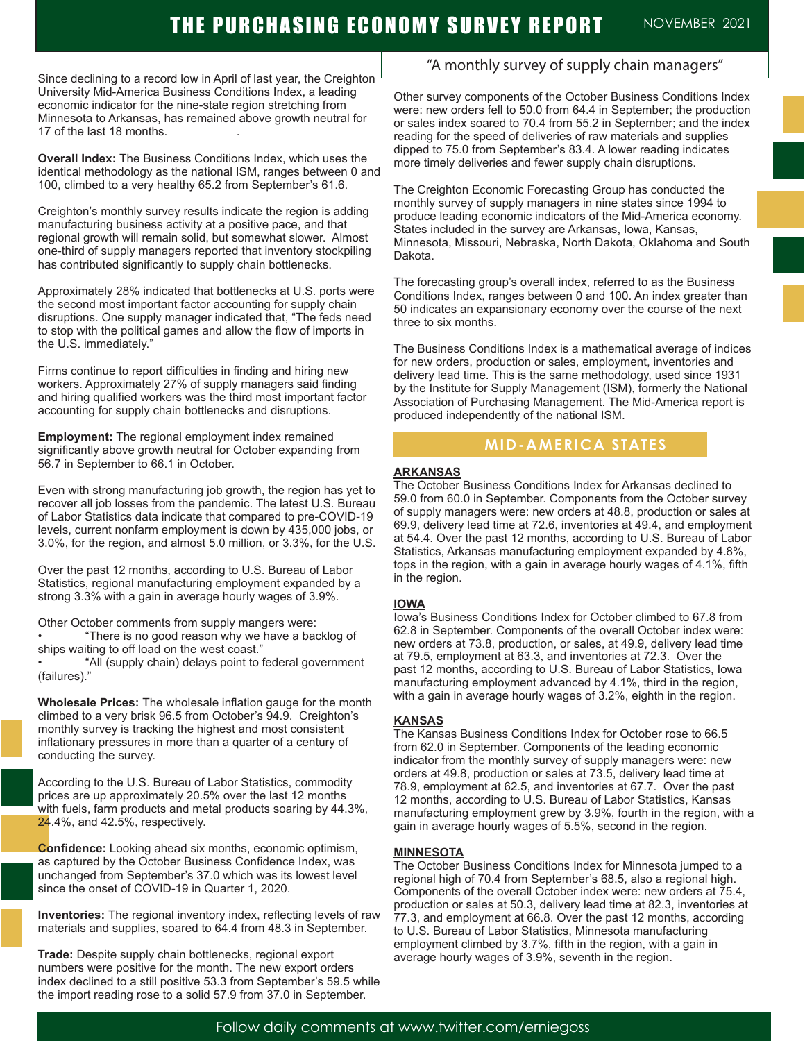# THE PURCHASING ECONOMY SURVEY REPORT

NOVEMBER 2021

"A monthly survey of supply chain managers"

Since declining to a record low in April of last year, the Creighton University Mid-America Business Conditions Index, a leading economic indicator for the nine-state region stretching from Minnesota to Arkansas, has remained above growth neutral for 17 of the last 18 months.

**Overall Index:** The Business Conditions Index, which uses the identical methodology as the national ISM, ranges between 0 and 100, climbed to a very healthy 65.2 from September's 61.6.

Creighton's monthly survey results indicate the region is adding manufacturing business activity at a positive pace, and that regional growth will remain solid, but somewhat slower. Almost one-third of supply managers reported that inventory stockpiling has contributed significantly to supply chain bottlenecks.

Approximately 28% indicated that bottlenecks at U.S. ports were the second most important factor accounting for supply chain disruptions. One supply manager indicated that, "The feds need to stop with the political games and allow the flow of imports in the U.S. immediately."

Firms continue to report difficulties in finding and hiring new workers. Approximately 27% of supply managers said finding and hiring qualified workers was the third most important factor accounting for supply chain bottlenecks and disruptions.

**Employment:** The regional employment index remained significantly above growth neutral for October expanding from 56.7 in September to 66.1 in October.

Even with strong manufacturing job growth, the region has yet to recover all job losses from the pandemic. The latest U.S. Bureau of Labor Statistics data indicate that compared to pre-COVID-19 levels, current nonfarm employment is down by 435,000 jobs, or 3.0%, for the region, and almost 5.0 million, or 3.3%, for the U.S.

Over the past 12 months, according to U.S. Bureau of Labor Statistics, regional manufacturing employment expanded by a strong 3.3% with a gain in average hourly wages of 3.9%.

Other October comments from supply mangers were:

- "There is no good reason why we have a backlog of ships waiting to off load on the west coast."
- "All (supply chain) delays point to federal government (failures)."

**Wholesale Prices:** The wholesale inflation gauge for the month climbed to a very brisk 96.5 from October's 94.9. Creighton's monthly survey is tracking the highest and most consistent inflationary pressures in more than a quarter of a century of conducting the survey.

According to the U.S. Bureau of Labor Statistics, commodity prices are up approximately 20.5% over the last 12 months with fuels, farm products and metal products soaring by 44.3%, 24.4%, and 42.5%, respectively.

**Confidence:** Looking ahead six months, economic optimism, as captured by the October Business Confidence Index, was unchanged from September's 37.0 which was its lowest level since the onset of COVID-19 in Quarter 1, 2020.

**Inventories:** The regional inventory index, reflecting levels of raw materials and supplies, soared to 64.4 from 48.3 in September.

**Trade:** Despite supply chain bottlenecks, regional export numbers were positive for the month. The new export orders index declined to a still positive 53.3 from September's 59.5 while the import reading rose to a solid 57.9 from 37.0 in September.

Other survey components of the October Business Conditions Index were: new orders fell to 50.0 from 64.4 in September; the production or sales index soared to 70.4 from 55.2 in September; and the index reading for the speed of deliveries of raw materials and supplies dipped to 75.0 from September's 83.4. A lower reading indicates more timely deliveries and fewer supply chain disruptions.

The Creighton Economic Forecasting Group has conducted the monthly survey of supply managers in nine states since 1994 to produce leading economic indicators of the Mid-America economy. States included in the survey are Arkansas, Iowa, Kansas, Minnesota, Missouri, Nebraska, North Dakota, Oklahoma and South Dakota.

The forecasting group's overall index, referred to as the Business Conditions Index, ranges between 0 and 100. An index greater than 50 indicates an expansionary economy over the course of the next three to six months.

The Business Conditions Index is a mathematical average of indices for new orders, production or sales, employment, inventories and delivery lead time. This is the same methodology, used since 1931 by the Institute for Supply Management (ISM), formerly the National Association of Purchasing Management. The Mid-America report is produced independently of the national ISM.

## MID-AMERICA STATES

### ARKANSAS

The October Business Conditions Index for Arkansas declined to 59.0 from 60.0 in September. Components from the October survey of supply managers were: new orders at 48.8, production or sales at 69.9, delivery lead time at 72.6, inventories at 49.4, and employment at 54.4. Over the past 12 months, according to U.S. Bureau of Labor Statistics, Arkansas manufacturing employment expanded by 4.8%, tops in the region, with a gain in average hourly wages of 4.1%, fifth in the region.

### IOWA

Iowa's Business Conditions Index for October climbed to 67.8 from 62.8 in September. Components of the overall October index were: new orders at 73.8, production, or sales, at 49.9, delivery lead time at 79.5, employment at 63.3, and inventories at 72.3. Over the past 12 months, according to U.S. Bureau of Labor Statistics, Iowa manufacturing employment advanced by 4.1%, third in the region, with a gain in average hourly wages of 3.2%, eighth in the region.

### KANSAS

The Kansas Business Conditions Index for October rose to 66.5 from 62.0 in September. Components of the leading economic indicator from the monthly survey of supply managers were: new orders at 49.8, production or sales at 73.5, delivery lead time at 78.9, employment at 62.5, and inventories at 67.7. Over the past 12 months, according to U.S. Bureau of Labor Statistics, Kansas manufacturing employment grew by 3.9%, fourth in the region, with a gain in average hourly wages of 5.5%, second in the region.

### MINNESOTA

The October Business Conditions Index for Minnesota jumped to a regional high of 70.4 from September's 68.5, also a regional high. Components of the overall October index were: new orders at 75.4, production or sales at 50.3, delivery lead time at 82.3, inventories at 77.3, and employment at 66.8. Over the past 12 months, according to U.S. Bureau of Labor Statistics, Minnesota manufacturing employment climbed by 3.7%, fifth in the region, with a gain in average hourly wages of 3.9%, seventh in the region.

Follow daily comments at www.twitter.com/erniegoss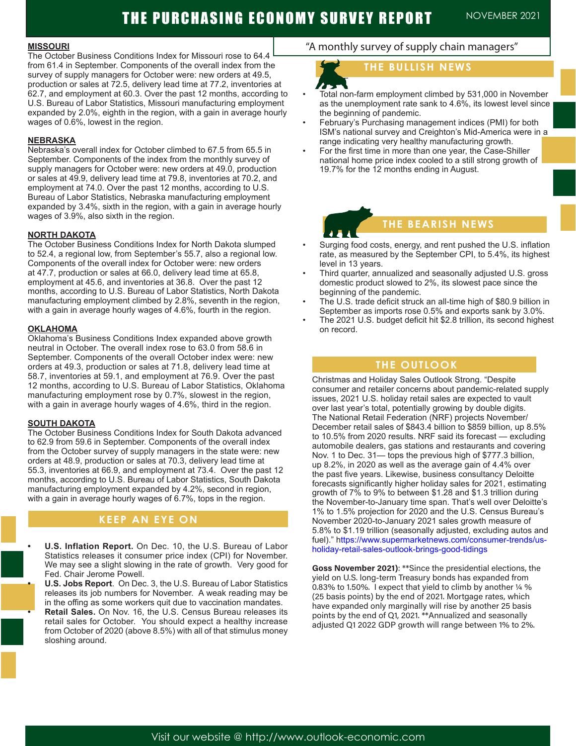# THE PURCHASING ECONOMY SURVEY REPORT

NOVEMBER 2021

## MISSOURI

The October Business Conditions Index for Missouri rose to 64.4 from 61.4 in September. Components of the overall index from the survey of supply managers for October were: new orders at 49.5, production or sales at 72.5, delivery lead time at 77.2, inventories at 62.7, and employment at 60.3. Over the past 12 months, according to U.S. Bureau of Labor Statistics, Missouri manufacturing employment expanded by 2.0%, eighth in the region, with a gain in average hourly wages of 0.6%, lowest in the region.

## NEBRASKA

Nebraska's overall index for October climbed to 67.5 from 65.5 in September. Components of the index from the monthly survey of supply managers for October were: new orders at 49.0, production or sales at 49.9, delivery lead time at 79.8, inventories at 70.2, and employment at 74.0. Over the past 12 months, according to U.S. Bureau of Labor Statistics, Nebraska manufacturing employment expanded by 3.4%, sixth in the region, with a gain in average hourly wages of 3.9%, also sixth in the region.

## NORTH DAKOTA

The October Business Conditions Index for North Dakota slumped to 52.4, a regional low, from September's 55.7, also a regional low. Components of the overall index for October were: new orders at 47.7, production or sales at 66.0, delivery lead time at 65.8, employment at 45.6, and inventories at 36.8. Over the past 12 months, according to U.S. Bureau of Labor Statistics, North Dakota manufacturing employment climbed by 2.8%, seventh in the region, with a gain in average hourly wages of 4.6%, fourth in the region.

## OKLAHOMA

Oklahoma's Business Conditions Index expanded above growth neutral in October. The overall index rose to 63.0 from 58.6 in September. Components of the overall October index were: new orders at 49.3, production or sales at 71.8, delivery lead time at 58.7, inventories at 59.1, and employment at 76.9. Over the past 12 months, according to U.S. Bureau of Labor Statistics, Oklahoma manufacturing employment rose by 0.7%, slowest in the region, with a gain in average hourly wages of 4.6%, third in the region.

## SOUTH DAKOTA

The October Business Conditions Index for South Dakota advanced to 62.9 from 59.6 in September. Components of the overall index from the October survey of supply managers in the state were: new orders at 48.9, production or sales at 70.3, delivery lead time at 55.3, inventories at 66.9, and employment at 73.4. Over the past 12 months, according to U.S. Bureau of Labor Statistics, South Dakota manufacturing employment expanded by 4.2%, second in region, with a gain in average hourly wages of 6.7%, tops in the region.

## KEEP AN EYE ON

- **U.S. Inflation Report.** On Dec. 10, the U.S. Bureau of Labor Statistics releases it consumer price index (CPI) for November. We may see a slight slowing in the rate of growth. Very good for Fed. Chair Jerome Powell.
- **U.S. Jobs Report**. On Dec. 3, the U.S. Bureau of Labor Statistics releases its job numbers for November. A weak reading may be in the offing as some workers quit due to vaccination mandates.
- **Retail Sales.** On Nov. 16, the U.S. Census Bureau releases its retail sales for October. You should expect a healthy increase from October of 2020 (above 8.5%) with all of that stimulus money sloshing around.

"A monthly survey of supply chain managers"

## THE BULLISH NEWS

- Total non-farm employment climbed by 531,000 in November as the unemployment rate sank to 4.6%, its lowest level since the beginning of pandemic.
- February's Purchasing management indices (PMI) for both ISM's national survey and Creighton's Mid-America were in a range indicating very healthy manufacturing growth.
- For the first time in more than one year, the Case-Shiller national home price index cooled to a still strong growth of 19.7% for the 12 months ending in August.

## THE BEARISH NEWS

- Surging food costs, energy, and rent pushed the U.S. inflation rate, as measured by the September CPI, to 5.4%, its highest level in 13 years.
- Third quarter, annualized and seasonally adjusted U.S. gross domestic product slowed to 2%, its slowest pace since the beginning of the pandemic.
- The U.S. trade deficit struck an all-time high of $80.9 billion in September as imports rose 0.5% and exports sank by 3.0%.
- The 2021 U.S. budget deficit hit $2.8 trillion, its second highest on record.

## THE OUTLOOK

Christmas and Holiday Sales Outlook Strong. "Despite consumer and retailer concerns about pandemic-related supply issues, 2021 U.S. holiday retail sales are expected to vault over last year's total, potentially growing by double digits. The National Retail Federation (NRF) projects November/ December retail sales of $843.4 billion to $859 billion, up 8.5% to 10.5% from 2020 results. NRF said its forecast — excluding automobile dealers, gas stations and restaurants and covering Nov. 1 to Dec. 31— tops the previous high of $777.3 billion, up 8.2%, in 2020 as well as the average gain of 4.4% over the past five years. Likewise, business consultancy Deloitte forecasts significantly higher holiday sales for 2021, estimating growth of 7% to 9% to between $1.28 and $1.3 trillion during the November-to-January time span. That's well over Deloitte's 1% to 1.5% projection for 2020 and the U.S. Census Bureau's November 2020-to-January 2021 sales growth measure of 5.8% to $1.19 trillion (seasonally adjusted, excluding autos and fuel)." https://www.supermarketnews.com/consumer-trends/us-holiday-retail-sales-outlook-brings-good-tidings

**Goss November 2021)**: **Since the presidential elections, the yield on U.S. long-term Treasury bonds has expanded from 0.83% to 1.50%. I expect that yield to climb by another ¼ % (25 basis points) by the end of 2021. Mortgage rates, which have expanded only marginally will rise by another 25 basis points by the end of Q1, 2021. **Annualized and seasonally adjusted Q1 2022 GDP growth will range between 1% to 2%.

Visit our website @ http://www.outlook-economic.com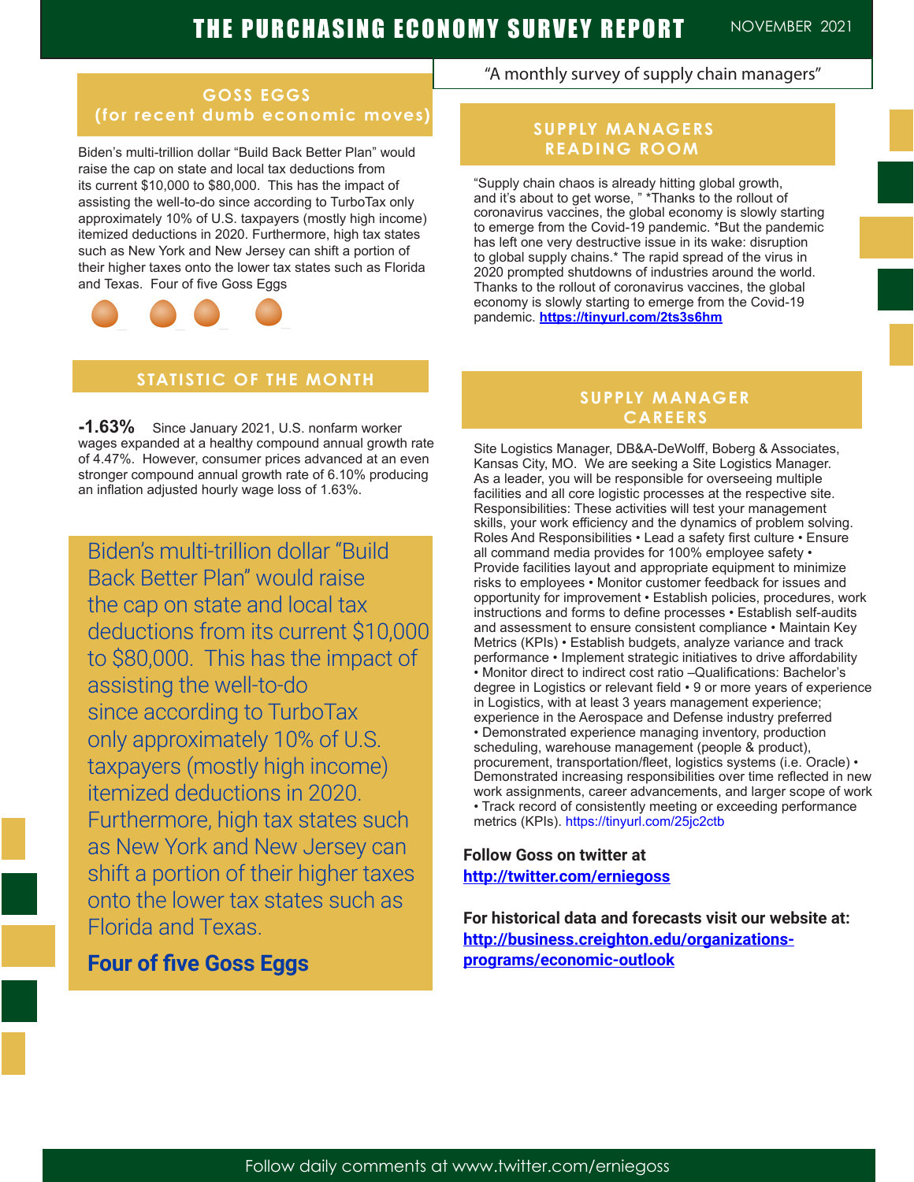# THE PURCHASING ECONOMY SURVEY REPORT

NOVEMBER 2021

"A monthly survey of supply chain managers"

## GOSS EGGS (for recent dumb economic moves)

Biden's multi-trillion dollar "Build Back Better Plan" would raise the cap on state and local tax deductions from its current $10,000 to $80,000. This has the impact of assisting the well-to-do since according to TurboTax only approximately 10% of U.S. taxpayers (mostly high income) itemized deductions in 2020. Furthermore, high tax states such as New York and New Jersey can shift a portion of their higher taxes onto the lower tax states such as Florida and Texas. Four of five Goss Eggs

## STATISTIC OF THE MONTH

**-1.63%** Since January 2021, U.S. nonfarm worker wages expanded at a healthy compound annual growth rate of 4.47%. However, consumer prices advanced at an even stronger compound annual growth rate of 6.10% producing an inflation adjusted hourly wage loss of 1.63%.

Biden's multi-trillion dollar "Build Back Better Plan" would raise the cap on state and local tax deductions from its current $10,000 to $80,000. This has the impact of assisting the well-to-do since according to TurboTax only approximately 10% of U.S. taxpayers (mostly high income) itemized deductions in 2020. Furthermore, high tax states such as New York and New Jersey can shift a portion of their higher taxes onto the lower tax states such as Florida and Texas.

**Four of five Goss Eggs**

## SUPPLY MANAGERS READING ROOM

"Supply chain chaos is already hitting global growth, and it's about to get worse, " *Thanks to the rollout of coronavirus vaccines, the global economy is slowly starting to emerge from the Covid-19 pandemic. *But the pandemic has left one very destructive issue in its wake: disruption to global supply chains.* The rapid spread of the virus in 2020 prompted shutdowns of industries around the world. Thanks to the rollout of coronavirus vaccines, the global economy is slowly starting to emerge from the Covid-19 pandemic. **https://tinyurl.com/2ts3s6hm**

## SUPPLY MANAGER CAREERS

Site Logistics Manager, DB&A-DeWolff, Boberg & Associates, Kansas City, MO. We are seeking a Site Logistics Manager. As a leader, you will be responsible for overseeing multiple facilities and all core logistic processes at the respective site. Responsibilities: These activities will test your management skills, your work efficiency and the dynamics of problem solving. Roles And Responsibilities • Lead a safety first culture • Ensure all command media provides for 100% employee safety • Provide facilities layout and appropriate equipment to minimize risks to employees • Monitor customer feedback for issues and opportunity for improvement • Establish policies, procedures, work instructions and forms to define processes • Establish self-audits and assessment to ensure consistent compliance • Maintain Key Metrics (KPIs) • Establish budgets, analyze variance and track performance • Implement strategic initiatives to drive affordability • Monitor direct to indirect cost ratio –Qualifications: Bachelor's degree in Logistics or relevant field • 9 or more years of experience in Logistics, with at least 3 years management experience; experience in the Aerospace and Defense industry preferred • Demonstrated experience managing inventory, production scheduling, warehouse management (people & product), procurement, transportation/fleet, logistics systems (i.e. Oracle) • Demonstrated increasing responsibilities over time reflected in new work assignments, career advancements, and larger scope of work • Track record of consistently meeting or exceeding performance metrics (KPIs). https://tinyurl.com/25jc2ctb

**Follow Goss on twitter at**
**http://twitter.com/erniegoss**

**For historical data and forecasts visit our website at:**
**http://business.creighton.edu/organizations-programs/economic-outlook**

Follow daily comments at www.twitter.com/erniegoss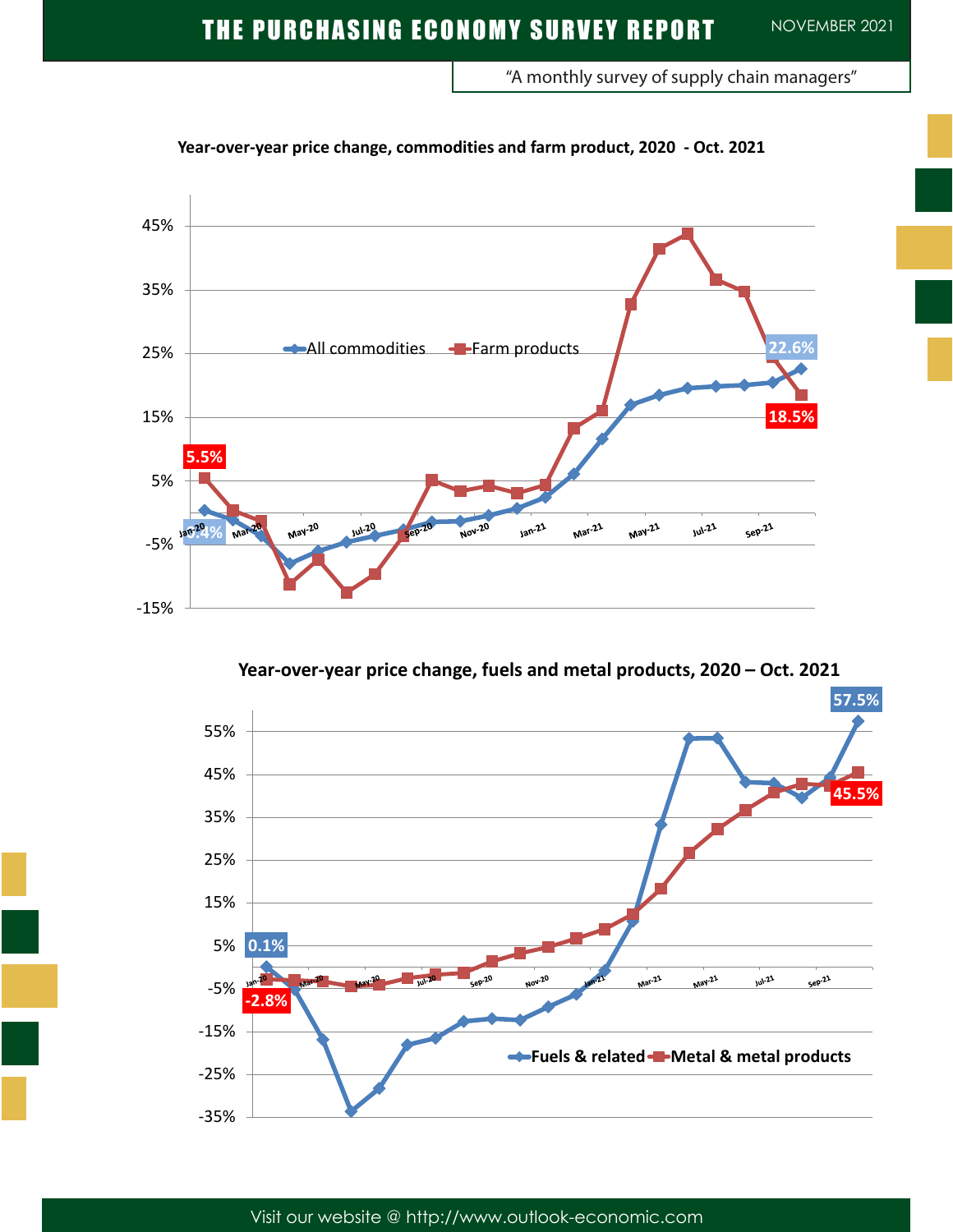# THE PURCHASING ECONOMY SURVEY REPORT

NOVEMBER 2021

"A monthly survey of supply chain managers"

**Year-over-year price change, commodities and farm product, 2020 - Oct. 2021**

45%
35%
25%
15%
5%
-5%
-15%

All commodities
Farm products

5.5%
-0.4%
22.6%
18.5%

Jan-20, Mar-20, May-20, Jul-20, Sep-20, Nov-20, Jan-21, Mar-21, May-21, Jul-21, Sep-21

**Year-over-year price change, fuels and metal products, 2020 – Oct. 2021**

55%
45%
35%
25%
15%
5%
-5%
-15%
-25%
-35%

Fuels & related
Metal & metal products

0.1%
-2.8%
57.5%
45.5%

Jan-20, Mar-20, May-20, Jul-20, Sep-20, Nov-20, Jan-21, Mar-21, May-21, Jul-21, Sep-21

Visit our website @ http://www.outlook-economic.com